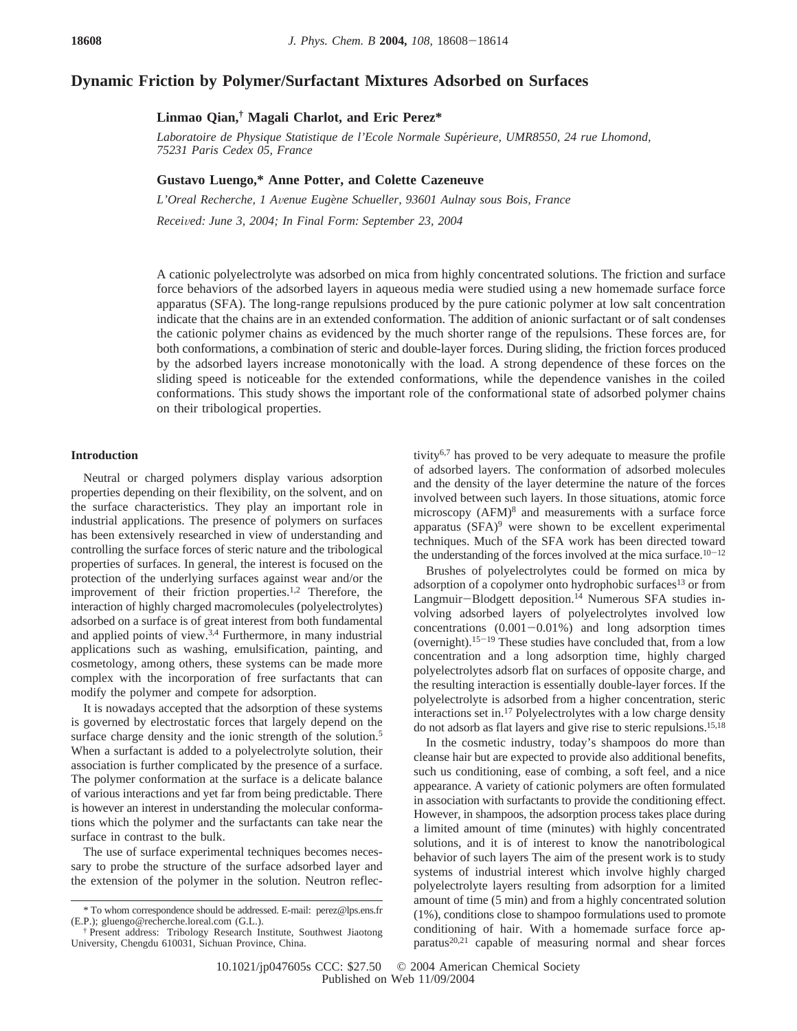# Dynamic Friction by Polymer/Surfactant Mixtures Adsorbed on Surfaces

**Linmao Qian,† Magali Charlot, and Eric Perez***

*Laboratoire de Physique Statistique de l'Ecole Normale Supérieure, UMR8550, 24 rue Lhomond, 75231 Paris Cedex 05, France*

**Gustavo Luengo,* Anne Potter, and Colette Cazeneuve**

*L'Oreal Recherche, 1 Avenue Eugène Schueller, 93601 Aulnay sous Bois, France*

*Received: June 3, 2004; In Final Form: September 23, 2004*

A cationic polyelectrolyte was adsorbed on mica from highly concentrated solutions. The friction and surface force behaviors of the adsorbed layers in aqueous media were studied using a new homemade surface force apparatus (SFA). The long-range repulsions produced by the pure cationic polymer at low salt concentration indicate that the chains are in an extended conformation. The addition of anionic surfactant or of salt condenses the cationic polymer chains as evidenced by the much shorter range of the repulsions. These forces are, for both conformations, a combination of steric and double-layer forces. During sliding, the friction forces produced by the adsorbed layers increase monotonically with the load. A strong dependence of these forces on the sliding speed is noticeable for the extended conformations, while the dependence vanishes in the coiled conformations. This study shows the important role of the conformational state of adsorbed polymer chains on their tribological properties.

## Introduction

Neutral or charged polymers display various adsorption properties depending on their flexibility, on the solvent, and on the surface characteristics. They play an important role in industrial applications. The presence of polymers on surfaces has been extensively researched in view of understanding and controlling the surface forces of steric nature and the tribological properties of surfaces. In general, the interest is focused on the protection of the underlying surfaces against wear and/or the improvement of their friction properties.[1,2] Therefore, the interaction of highly charged macromolecules (polyelectrolytes) adsorbed on a surface is of great interest from both fundamental and applied points of view.[3,4] Furthermore, in many industrial applications such as washing, emulsification, painting, and cosmetology, among others, these systems can be made more complex with the incorporation of free surfactants that can modify the polymer and compete for adsorption.

It is nowadays accepted that the adsorption of these systems is governed by electrostatic forces that largely depend on the surface charge density and the ionic strength of the solution.[5] When a surfactant is added to a polyelectrolyte solution, their association is further complicated by the presence of a surface. The polymer conformation at the surface is a delicate balance of various interactions and yet far from being predictable. There is however an interest in understanding the molecular conformations which the polymer and the surfactants can take near the surface in contrast to the bulk.

The use of surface experimental techniques becomes necessary to probe the structure of the surface adsorbed layer and the extension of the polymer in the solution. Neutron reflectivity[6,7] has proved to be very adequate to measure the profile of adsorbed layers. The conformation of adsorbed molecules and the density of the layer determine the nature of the forces involved between such layers. In those situations, atomic force microscopy (AFM)[8] and measurements with a surface force apparatus (SFA)[9] were shown to be excellent experimental techniques. Much of the SFA work has been directed toward the understanding of the forces involved at the mica surface.[10-12]

Brushes of polyelectrolytes could be formed on mica by adsorption of a copolymer onto hydrophobic surfaces[13] or from Langmuir–Blodgett deposition.[14] Numerous SFA studies involving adsorbed layers of polyelectrolytes involved low concentrations (0.001–0.01%) and long adsorption times (overnight).[15-19] These studies have concluded that, from a low concentration and a long adsorption time, highly charged polyelectrolytes adsorb flat on surfaces of opposite charge, and the resulting interaction is essentially double-layer forces. If the polyelectrolyte is adsorbed from a higher concentration, steric interactions set in.[17] Polyelectrolytes with a low charge density do not adsorb as flat layers and give rise to steric repulsions.[15,18]

In the cosmetic industry, today's shampoos do more than cleanse hair but are expected to provide also additional benefits, such us conditioning, ease of combing, a soft feel, and a nice appearance. A variety of cationic polymers are often formulated in association with surfactants to provide the conditioning effect. However, in shampoos, the adsorption process takes place during a limited amount of time (minutes) with highly concentrated solutions, and it is of interest to know the nanotribological behavior of such layers The aim of the present work is to study systems of industrial interest which involve highly charged polyelectrolyte layers resulting from adsorption for a limited amount of time (5 min) and from a highly concentrated solution (1%), conditions close to shampoo formulations used to promote conditioning of hair. With a homemade surface force apparatus[20,21] capable of measuring normal and shear forces

---

\* To whom correspondence should be addressed. E-mail: perez@lps.ens.fr (E.P.); gluengo@recherche.loreal.com (G.L.).

† Present address: Tribology Research Institute, Southwest Jiaotong University, Chengdu 610031, Sichuan Province, China.

10.1021/jp047605s CCC: $27.50 © 2004 American Chemical Society
Published on Web 11/09/2004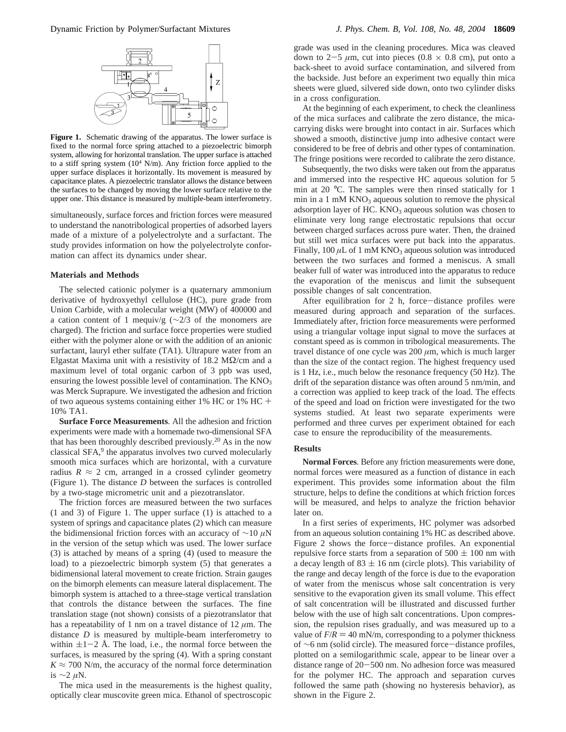**Figure 1.** Schematic drawing of the apparatus. The lower surface is fixed to the normal force spring attached to a piezoelectric bimorph system, allowing for horizontal translation. The upper surface is attached to a stiff spring system ($10^4$ N/m). Any friction force applied to the upper surface displaces it horizontally. Its movement is measured by capacitance plates. A piezoelectric translator allows the distance between the surfaces to be changed by moving the lower surface relative to the upper one. This distance is measured by multiple-beam interferometry.

simultaneously, surface forces and friction forces were measured to understand the nanotribological properties of adsorbed layers made of a mixture of a polyelectrolyte and a surfactant. The study provides information on how the polyelectrolyte conformation can affect its dynamics under shear.

## Materials and Methods

The selected cationic polymer is a quaternary ammonium derivative of hydroxyethyl cellulose (HC), pure grade from Union Carbide, with a molecular weight (MW) of 400000 and a cation content of 1 mequiv/g (~2/3 of the monomers are charged). The friction and surface force properties were studied either with the polymer alone or with the addition of an anionic surfactant, lauryl ether sulfate (TA1). Ultrapure water from an Elgastat Maxima unit with a resistivity of 18.2 MΩ/cm and a maximum level of total organic carbon of 3 ppb was used, ensuring the lowest possible level of contamination. The $KNO_3$ was Merck Suprapure. We investigated the adhesion and friction of two aqueous systems containing either 1% HC or 1% HC + 10% TA1.

**Surface Force Measurements**. All the adhesion and friction experiments were made with a homemade two-dimensional SFA that has been thoroughly described previously.[20] As in the now classical SFA,[9] the apparatus involves two curved molecularly smooth mica surfaces which are horizontal, with a curvature radius $R \approx 2$ cm, arranged in a crossed cylinder geometry (Figure 1). The distance $D$ between the surfaces is controlled by a two-stage micrometric unit and a piezotranslator.

The friction forces are measured between the two surfaces (1 and 3) of Figure 1. The upper surface (1) is attached to a system of springs and capacitance plates (2) which can measure the bidimensional friction forces with an accuracy of ~10 $\mu$N in the version of the setup which was used. The lower surface (3) is attached by means of a spring (4) (used to measure the load) to a piezoelectric bimorph system (5) that generates a bidimensional lateral movement to create friction. Strain gauges on the bimorph elements can measure lateral displacement. The bimorph system is attached to a three-stage vertical translation that controls the distance between the surfaces. The fine translation stage (not shown) consists of a piezotranslator that has a repeatability of 1 nm on a travel distance of 12 $\mu$m. The distance $D$ is measured by multiple-beam interferometry to within ±1−2 Å. The load, i.e., the normal force between the surfaces, is measured by the spring (4). With a spring constant $K \approx 700$ N/m, the accuracy of the normal force determination is ~2 $\mu$N.

The mica used in the measurements is the highest quality, optically clear muscovite green mica. Ethanol of spectroscopic grade was used in the cleaning procedures. Mica was cleaved down to 2−5 $\mu$m, cut into pieces (0.8 × 0.8 cm), put onto a back-sheet to avoid surface contamination, and silvered from the backside. Just before an experiment two equally thin mica sheets were glued, silvered side down, onto two cylinder disks in a cross configuration.

At the beginning of each experiment, to check the cleanliness of the mica surfaces and calibrate the zero distance, the mica-carrying disks were brought into contact in air. Surfaces which showed a smooth, distinctive jump into adhesive contact were considered to be free of debris and other types of contamination. The fringe positions were recorded to calibrate the zero distance.

Subsequently, the two disks were taken out from the apparatus and immersed into the respective HC aqueous solution for 5 min at 20 °C. The samples were then rinsed statically for 1 min in a 1 mM $KNO_3$ aqueous solution to remove the physical adsorption layer of HC. $KNO_3$ aqueous solution was chosen to eliminate very long range electrostatic repulsions that occur between charged surfaces across pure water. Then, the drained but still wet mica surfaces were put back into the apparatus. Finally, 100 $\mu$L of 1 mM $KNO_3$ aqueous solution was introduced between the two surfaces and formed a meniscus. A small beaker full of water was introduced into the apparatus to reduce the evaporation of the meniscus and limit the subsequent possible changes of salt concentration.

After equilibration for 2 h, force−distance profiles were measured during approach and separation of the surfaces. Immediately after, friction force measurements were performed using a triangular voltage input signal to move the surfaces at constant speed as is common in tribological measurements. The travel distance of one cycle was 200 $\mu$m, which is much larger than the size of the contact region. The highest frequency used is 1 Hz, i.e., much below the resonance frequency (50 Hz). The drift of the separation distance was often around 5 nm/min, and a correction was applied to keep track of the load. The effects of the speed and load on friction were investigated for the two systems studied. At least two separate experiments were performed and three curves per experiment obtained for each case to ensure the reproducibility of the measurements.

## Results

**Normal Forces**. Before any friction measurements were done, normal forces were measured as a function of distance in each experiment. This provides some information about the film structure, helps to define the conditions at which friction forces will be measured, and helps to analyze the friction behavior later on.

In a first series of experiments, HC polymer was adsorbed from an aqueous solution containing 1% HC as described above. Figure 2 shows the force−distance profiles. An exponential repulsive force starts from a separation of 500 ± 100 nm with a decay length of 83 ± 16 nm (circle plots). This variability of the range and decay length of the force is due to the evaporation of water from the meniscus whose salt concentration is very sensitive to the evaporation given its small volume. This effect of salt concentration will be illustrated and discussed further below with the use of high salt concentrations. Upon compression, the repulsion rises gradually, and was measured up to a value of $F/R = 40$ mN/m, corresponding to a polymer thickness of ~6 nm (solid circle). The measured force−distance profiles, plotted on a semilogarithmic scale, appear to be linear over a distance range of 20−500 nm. No adhesion force was measured for the polymer HC. The approach and separation curves followed the same path (showing no hysteresis behavior), as shown in the Figure 2.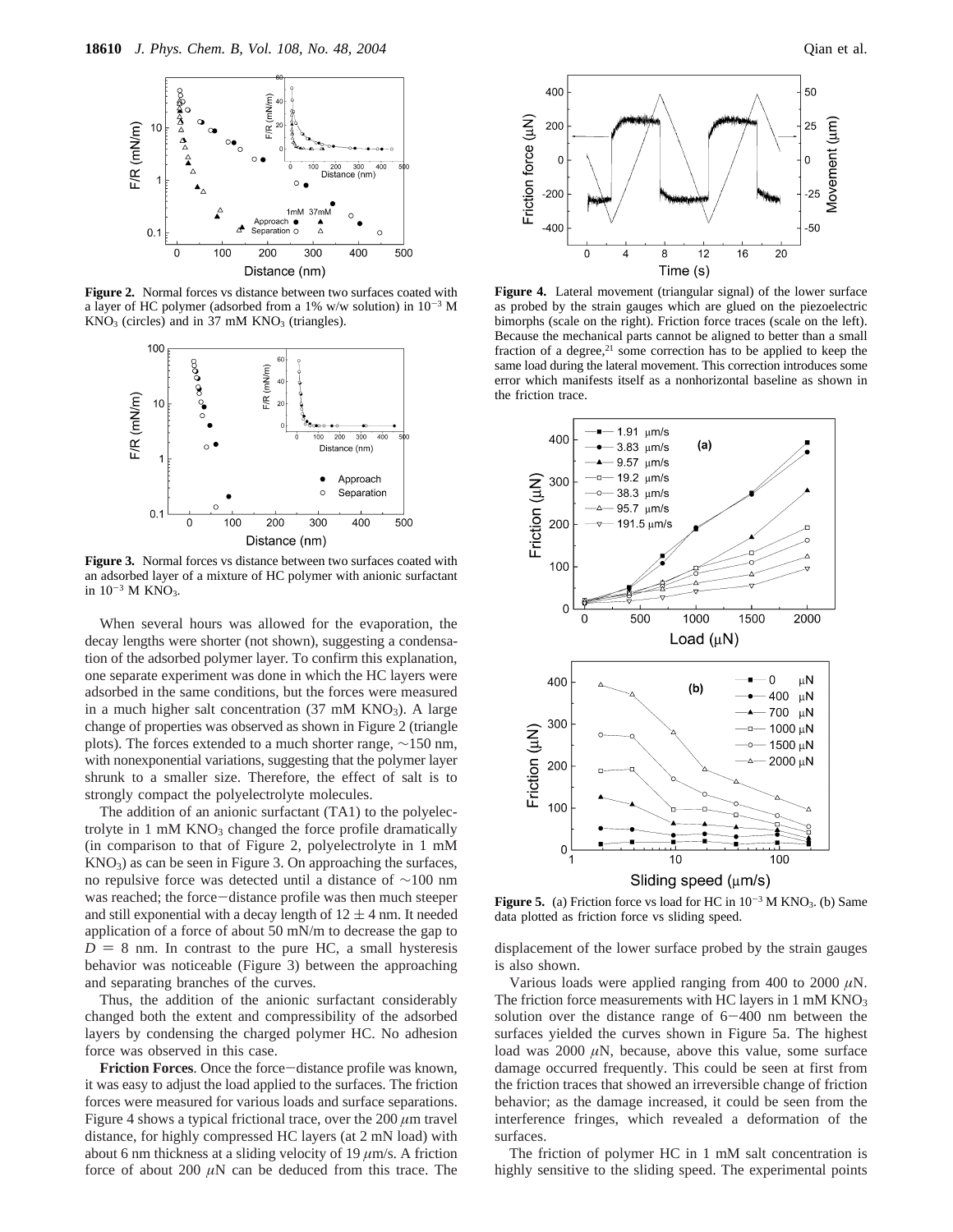**Figure 2.** Normal forces vs distance between two surfaces coated with a layer of HC polymer (adsorbed from a 1% w/w solution) in $10^{-3}$ M $KNO_3$ (circles) and in 37 mM $KNO_3$ (triangles).

**Figure 3.** Normal forces vs distance between two surfaces coated with an adsorbed layer of a mixture of HC polymer with anionic surfactant in $10^{-3}$ M $KNO_3$.

When several hours was allowed for the evaporation, the decay lengths were shorter (not shown), suggesting a condensation of the adsorbed polymer layer. To confirm this explanation, one separate experiment was done in which the HC layers were adsorbed in the same conditions, but the forces were measured in a much higher salt concentration (37 mM $KNO_3$). A large change of properties was observed as shown in Figure 2 (triangle plots). The forces extended to a much shorter range, ~150 nm, with nonexponential variations, suggesting that the polymer layer shrunk to a smaller size. Therefore, the effect of salt is to strongly compact the polyelectrolyte molecules.

The addition of an anionic surfactant (TA1) to the polyelectrolyte in 1 mM $KNO_3$ changed the force profile dramatically (in comparison to that of Figure 2, polyelectrolyte in 1 mM $KNO_3$) as can be seen in Figure 3. On approaching the surfaces, no repulsive force was detected until a distance of ~100 nm was reached; the force–distance profile was then much steeper and still exponential with a decay length of 12 ± 4 nm. It needed application of a force of about 50 mN/m to decrease the gap to $D$ = 8 nm. In contrast to the pure HC, a small hysteresis behavior was noticeable (Figure 3) between the approaching and separating branches of the curves.

Thus, the addition of the anionic surfactant considerably changed both the extent and compressibility of the adsorbed layers by condensing the charged polymer HC. No adhesion force was observed in this case.

**Friction Forces**. Once the force–distance profile was known, it was easy to adjust the load applied to the surfaces. The friction forces were measured for various loads and surface separations. Figure 4 shows a typical frictional trace, over the 200 $\mu$m travel distance, for highly compressed HC layers (at 2 mN load) with about 6 nm thickness at a sliding velocity of 19 $\mu$m/s. A friction force of about 200 $\mu$N can be deduced from this trace. The displacement of the lower surface probed by the strain gauges is also shown.

**Figure 4.** Lateral movement (triangular signal) of the lower surface as probed by the strain gauges which are glued on the piezoelectric bimorphs (scale on the right). Friction force traces (scale on the left). Because the mechanical parts cannot be aligned to better than a small fraction of a degree,[21] some correction has to be applied to keep the same load during the lateral movement. This correction introduces some error which manifests itself as a nonhorizontal baseline as shown in the friction trace.

**Figure 5.** (a) Friction force vs load for HC in $10^{-3}$ M $KNO_3$. (b) Same data plotted as friction force vs sliding speed.

Various loads were applied ranging from 400 to 2000 $\mu$N. The friction force measurements with HC layers in 1 mM $KNO_3$ solution over the distance range of 6–400 nm between the surfaces yielded the curves shown in Figure 5a. The highest load was 2000 $\mu$N, because, above this value, some surface damage occurred frequently. This could be seen at first from the friction traces that showed an irreversible change of friction behavior; as the damage increased, it could be seen from the interference fringes, which revealed a deformation of the surfaces.

The friction of polymer HC in 1 mM salt concentration is highly sensitive to the sliding speed. The experimental points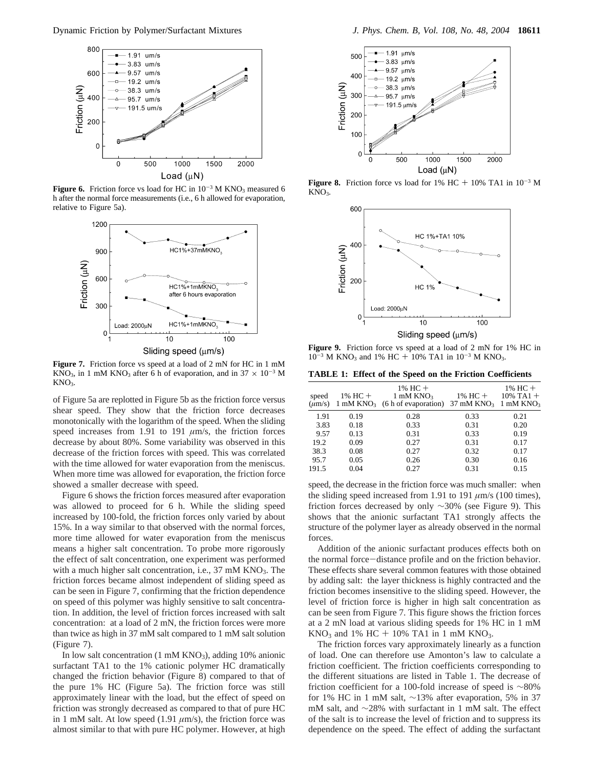**Figure 6.** Friction force vs load for HC in $10^{-3}$ M $KNO_3$ measured 6 h after the normal force measurements (i.e., 6 h allowed for evaporation, relative to Figure 5a).

**Figure 7.** Friction force vs speed at a load of 2 mN for HC in 1 mM $KNO_3$, in 1 mM $KNO_3$ after 6 h of evaporation, and in $37 \times 10^{-3}$ M $KNO_3$.

of Figure 5a are replotted in Figure 5b as the friction force versus shear speed. They show that the friction force decreases monotonically with the logarithm of the speed. When the sliding speed increases from 1.91 to 191 $\mu$m/s, the friction forces decrease by about 80%. Some variability was observed in this decrease of the friction forces with speed. This was correlated with the time allowed for water evaporation from the meniscus. When more time was allowed for evaporation, the friction force showed a smaller decrease with speed.

Figure 6 shows the friction forces measured after evaporation was allowed to proceed for 6 h. While the sliding speed increased by 100-fold, the friction forces only varied by about 15%. In a way similar to that observed with the normal forces, more time allowed for water evaporation from the meniscus means a higher salt concentration. To probe more rigorously the effect of salt concentration, one experiment was performed with a much higher salt concentration, i.e., 37 mM $KNO_3$. The friction forces became almost independent of sliding speed as can be seen in Figure 7, confirming that the friction dependence on speed of this polymer was highly sensitive to salt concentration. In addition, the level of friction forces increased with salt concentration: at a load of 2 mN, the friction forces were more than twice as high in 37 mM salt compared to 1 mM salt solution (Figure 7).

In low salt concentration (1 mM $KNO_3$), adding 10% anionic surfactant TA1 to the 1% cationic polymer HC dramatically changed the friction behavior (Figure 8) compared to that of the pure 1% HC (Figure 5a). The friction force was still approximately linear with the load, but the effect of speed on friction was strongly decreased as compared to that of pure HC in 1 mM salt. At low speed (1.91 $\mu$m/s), the friction force was almost similar to that with pure HC polymer. However, at high speed, the decrease in the friction force was much smaller: when the sliding speed increased from 1.91 to 191 $\mu$m/s (100 times), friction forces decreased by only ~30% (see Figure 9). This shows that the anionic surfactant TA1 strongly affects the structure of the polymer layer as already observed in the normal forces.

**Figure 8.** Friction force vs load for 1% HC + 10% TA1 in $10^{-3}$ M $KNO_3$.

**Figure 9.** Friction force vs speed at a load of 2 mN for 1% HC in $10^{-3}$ M $KNO_3$ and 1% HC + 10% TA1 in $10^{-3}$ M $KNO_3$.

**TABLE 1: Effect of the Speed on the Friction Coefficients**

| speed ($\mu$m/s) | 1% HC + 1 mM $KNO_3$ | 1% HC + 1 mM $KNO_3$ (6 h of evaporation) | 1% HC + 37 mM $KNO_3$ | 1% HC + 10% TA1 + 1 mM $KNO_3$ |
|---|---|---|---|---|
| 1.91 | 0.19 | 0.28 | 0.33 | 0.21 |
| 3.83 | 0.18 | 0.33 | 0.31 | 0.20 |
| 9.57 | 0.13 | 0.31 | 0.33 | 0.19 |
| 19.2 | 0.09 | 0.27 | 0.31 | 0.17 |
| 38.3 | 0.08 | 0.27 | 0.32 | 0.17 |
| 95.7 | 0.05 | 0.26 | 0.30 | 0.16 |
| 191.5 | 0.04 | 0.27 | 0.31 | 0.15 |

Addition of the anionic surfactant produces effects both on the normal force−distance profile and on the friction behavior. These effects share several common features with those obtained by adding salt: the layer thickness is highly contracted and the friction becomes insensitive to the sliding speed. However, the level of friction force is higher in high salt concentration as can be seen from Figure 7. This figure shows the friction forces at a 2 mN load at various sliding speeds for 1% HC in 1 mM $KNO_3$ and 1% HC + 10% TA1 in 1 mM $KNO_3$.

The friction forces vary approximately linearly as a function of load. One can therefore use Amonton's law to calculate a friction coefficient. The friction coefficients corresponding to the different situations are listed in Table 1. The decrease of friction coefficient for a 100-fold increase of speed is ~80% for 1% HC in 1 mM salt, ~13% after evaporation, 5% in 37 mM salt, and ~28% with surfactant in 1 mM salt. The effect of the salt is to increase the level of friction and to suppress its dependence on the speed. The effect of adding the surfactant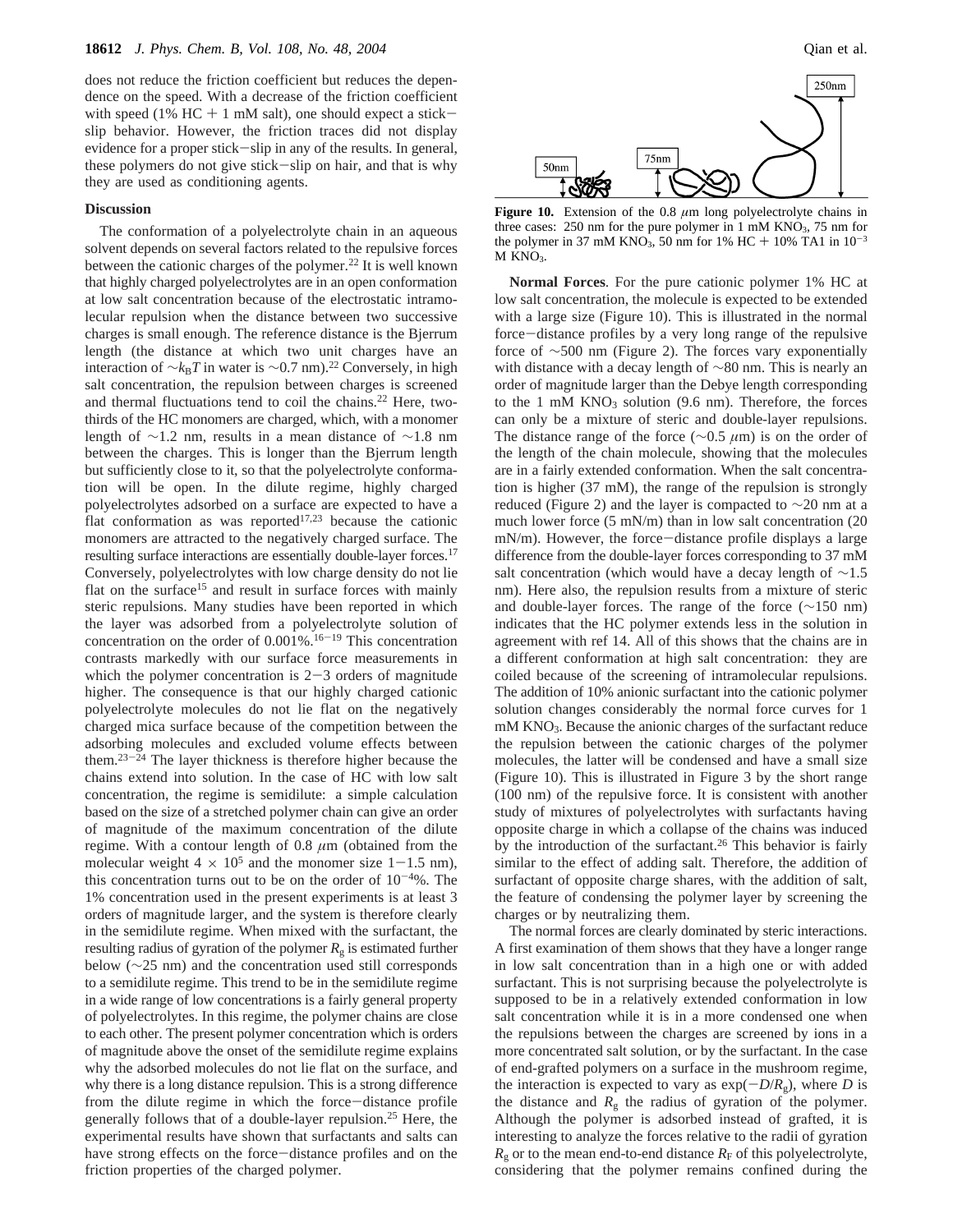does not reduce the friction coefficient but reduces the dependence on the speed. With a decrease of the friction coefficient with speed (1% HC + 1 mM salt), one should expect a stick–slip behavior. However, the friction traces did not display evidence for a proper stick–slip in any of the results. In general, these polymers do not give stick–slip on hair, and that is why they are used as conditioning agents.

## Discussion

The conformation of a polyelectrolyte chain in an aqueous solvent depends on several factors related to the repulsive forces between the cationic charges of the polymer.[22] It is well known that highly charged polyelectrolytes are in an open conformation at low salt concentration because of the electrostatic intramolecular repulsion when the distance between two successive charges is small enough. The reference distance is the Bjerrum length (the distance at which two unit charges have an interaction of $\sim k_B T$ in water is $\sim$0.7 nm).[22] Conversely, in high salt concentration, the repulsion between charges is screened and thermal fluctuations tend to coil the chains.[22] Here, two-thirds of the HC monomers are charged, which, with a monomer length of $\sim$1.2 nm, results in a mean distance of $\sim$1.8 nm between the charges. This is longer than the Bjerrum length but sufficiently close to it, so that the polyelectrolyte conformation will be open. In the dilute regime, highly charged polyelectrolytes adsorbed on a surface are expected to have a flat conformation as was reported[17,23] because the cationic monomers are attracted to the negatively charged surface. The resulting surface interactions are essentially double-layer forces.[17] Conversely, polyelectrolytes with low charge density do not lie flat on the surface[15] and result in surface forces with mainly steric repulsions. Many studies have been reported in which the layer was adsorbed from a polyelectrolyte solution of concentration on the order of 0.001%.[16–19] This concentration contrasts markedly with our surface force measurements in which the polymer concentration is 2–3 orders of magnitude higher. The consequence is that our highly charged cationic polyelectrolyte molecules do not lie flat on the negatively charged mica surface because of the competition between the adsorbing molecules and excluded volume effects between them.[23–24] The layer thickness is therefore higher because the chains extend into solution. In the case of HC with low salt concentration, the regime is semidilute: a simple calculation based on the size of a stretched polymer chain can give an order of magnitude of the maximum concentration of the dilute regime. With a contour length of 0.8 $\mu$m (obtained from the molecular weight $4 \times 10^5$ and the monomer size 1–1.5 nm), this concentration turns out to be on the order of $10^{-4}$%. The 1% concentration used in the present experiments is at least 3 orders of magnitude larger, and the system is therefore clearly in the semidilute regime. When mixed with the surfactant, the resulting radius of gyration of the polymer $R_g$ is estimated further below ($\sim$25 nm) and the concentration used still corresponds to a semidilute regime. This trend to be in the semidilute regime in a wide range of low concentrations is a fairly general property of polyelectrolytes. In this regime, the polymer chains are close to each other. The present polymer concentration which is orders of magnitude above the onset of the semidilute regime explains why the adsorbed molecules do not lie flat on the surface, and why there is a long distance repulsion. This is a strong difference from the dilute regime in which the force–distance profile generally follows that of a double-layer repulsion.[25] Here, the experimental results have shown that surfactants and salts can have strong effects on the force–distance profiles and on the friction properties of the charged polymer.

**Figure 10.** Extension of the 0.8 $\mu$m long polyelectrolyte chains in three cases: 250 nm for the pure polymer in 1 mM $KNO_3$, 75 nm for the polymer in 37 mM $KNO_3$, 50 nm for 1% HC + 10% TA1 in $10^{-3}$ M $KNO_3$.

**Normal Forces**. For the pure cationic polymer 1% HC at low salt concentration, the molecule is expected to be extended with a large size (Figure 10). This is illustrated in the normal force–distance profiles by a very long range of the repulsive force of $\sim$500 nm (Figure 2). The forces vary exponentially with distance with a decay length of $\sim$80 nm. This is nearly an order of magnitude larger than the Debye length corresponding to the 1 mM $KNO_3$ solution (9.6 nm). Therefore, the forces can only be a mixture of steric and double-layer repulsions. The distance range of the force ($\sim$0.5 $\mu$m) is on the order of the length of the chain molecule, showing that the molecules are in a fairly extended conformation. When the salt concentration is higher (37 mM), the range of the repulsion is strongly reduced (Figure 2) and the layer is compacted to $\sim$20 nm at a much lower force (5 mN/m) than in low salt concentration (20 mN/m). However, the force–distance profile displays a large difference from the double-layer forces corresponding to 37 mM salt concentration (which would have a decay length of $\sim$1.5 nm). Here also, the repulsion results from a mixture of steric and double-layer forces. The range of the force ($\sim$150 nm) indicates that the HC polymer extends less in the solution in agreement with ref 14. All of this shows that the chains are in a different conformation at high salt concentration: they are coiled because of the screening of intramolecular repulsions. The addition of 10% anionic surfactant into the cationic polymer solution changes considerably the normal force curves for 1 mM $KNO_3$. Because the anionic charges of the surfactant reduce the repulsion between the cationic charges of the polymer molecules, the latter will be condensed and have a small size (Figure 10). This is illustrated in Figure 3 by the short range (100 nm) of the repulsive force. It is consistent with another study of mixtures of polyelectrolytes with surfactants having opposite charge in which a collapse of the chains was induced by the introduction of the surfactant.[26] This behavior is fairly similar to the effect of adding salt. Therefore, the addition of surfactant of opposite charge shares, with the addition of salt, the feature of condensing the polymer layer by screening the charges or by neutralizing them.

The normal forces are clearly dominated by steric interactions. A first examination of them shows that they have a longer range in low salt concentration than in a high one or with added surfactant. This is not surprising because the polyelectrolyte is supposed to be in a relatively extended conformation in low salt concentration while it is in a more condensed one when the repulsions between the charges are screened by ions in a more concentrated salt solution, or by the surfactant. In the case of end-grafted polymers on a surface in the mushroom regime, the interaction is expected to vary as $\exp(-D/R_g)$, where $D$ is the distance and $R_g$ the radius of gyration of the polymer. Although the polymer is adsorbed instead of grafted, it is interesting to analyze the forces relative to the radii of gyration $R_g$ or to the mean end-to-end distance $R_F$ of this polyelectrolyte, considering that the polymer remains confined during the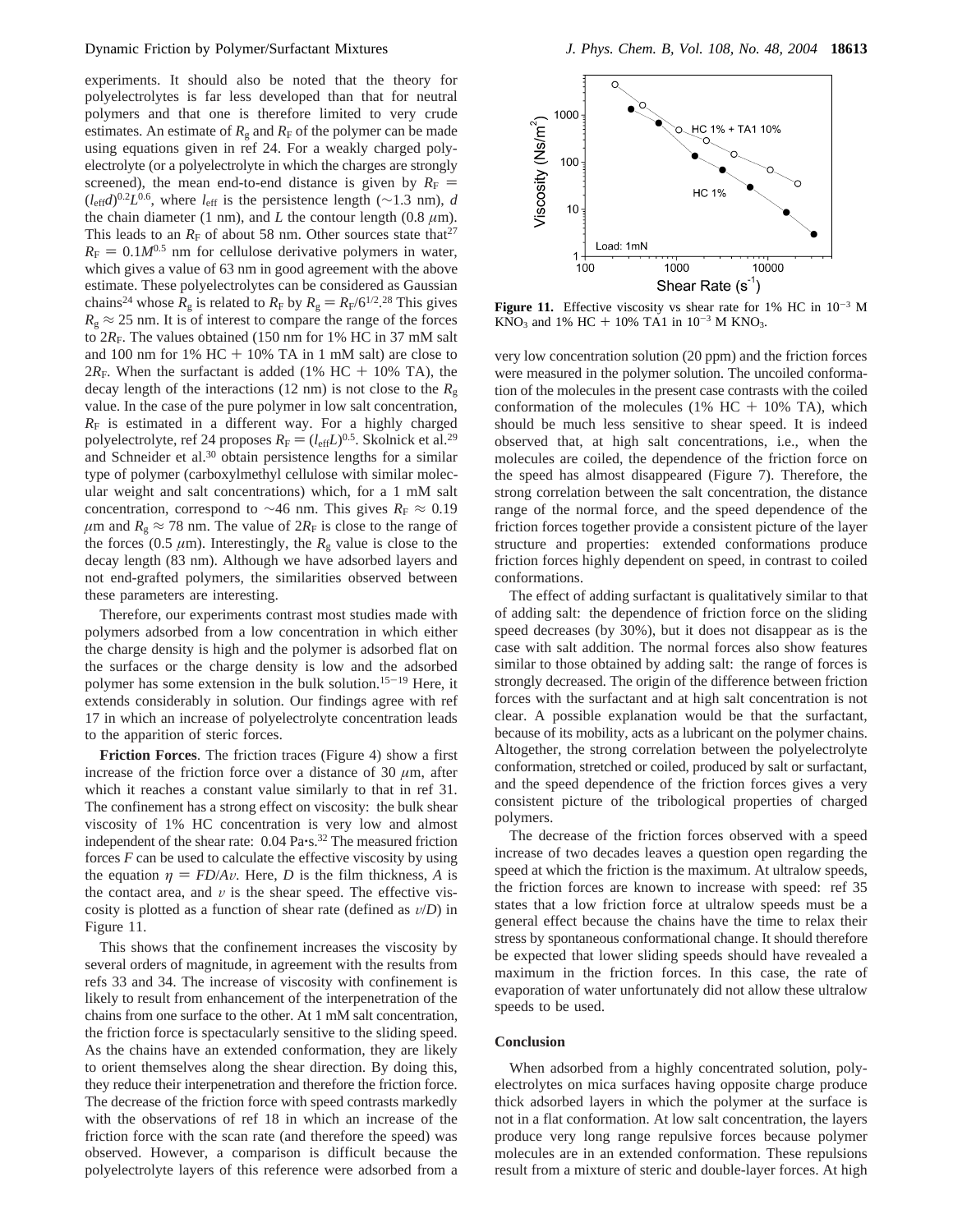experiments. It should also be noted that the theory for polyelectrolytes is far less developed than that for neutral polymers and that one is therefore limited to very crude estimates. An estimate of $R_g$ and $R_F$ of the polymer can be made using equations given in ref 24. For a weakly charged polyelectrolyte (or a polyelectrolyte in which the charges are strongly screened), the mean end-to-end distance is given by $R_F = (l_{eff}d)^{0.2}L^{0.6}$, where $l_{eff}$ is the persistence length (~1.3 nm), $d$ the chain diameter (1 nm), and $L$ the contour length (0.8 $\mu$m). This leads to an $R_F$ of about 58 nm. Other sources state that[27] $R_F = 0.1M^{0.5}$ nm for cellulose derivative polymers in water, which gives a value of 63 nm in good agreement with the above estimate. These polyelectrolytes can be considered as Gaussian chains[24] whose $R_g$ is related to $R_F$ by $R_g = R_F/6^{1/2}$.[28] This gives $R_g \approx 25$ nm. It is of interest to compare the range of the forces to $2R_F$. The values obtained (150 nm for 1% HC in 37 mM salt and 100 nm for 1% HC + 10% TA in 1 mM salt) are close to $2R_F$. When the surfactant is added (1% HC + 10% TA), the decay length of the interactions (12 nm) is not close to the $R_g$ value. In the case of the pure polymer in low salt concentration, $R_F$ is estimated in a different way. For a highly charged polyelectrolyte, ref 24 proposes $R_F = (l_{eff}L)^{0.5}$. Skolnick et al.[29] and Schneider et al.[30] obtain persistence lengths for a similar type of polymer (carboxylmethyl cellulose with similar molecular weight and salt concentrations) which, for a 1 mM salt concentration, correspond to ~46 nm. This gives $R_F \approx 0.19$ $\mu$m and $R_g \approx 78$ nm. The value of $2R_F$ is close to the range of the forces (0.5 $\mu$m). Interestingly, the $R_g$ value is close to the decay length (83 nm). Although we have adsorbed layers and not end-grafted polymers, the similarities observed between these parameters are interesting.

Therefore, our experiments contrast most studies made with polymers adsorbed from a low concentration in which either the charge density is high and the polymer is adsorbed flat on the surfaces or the charge density is low and the adsorbed polymer has some extension in the bulk solution.[15-19] Here, it extends considerably in solution. Our findings agree with ref 17 in which an increase of polyelectrolyte concentration leads to the apparition of steric forces.

**Friction Forces**. The friction traces (Figure 4) show a first increase of the friction force over a distance of 30 $\mu$m, after which it reaches a constant value similarly to that in ref 31. The confinement has a strong effect on viscosity: the bulk shear viscosity of 1% HC concentration is very low and almost independent of the shear rate: 0.04 Pa•s.[32] The measured friction forces $F$ can be used to calculate the effective viscosity by using the equation $\eta = FD/Av$. Here, $D$ is the film thickness, $A$ is the contact area, and $v$ is the shear speed. The effective viscosity is plotted as a function of shear rate (defined as $v/D$) in Figure 11.

This shows that the confinement increases the viscosity by several orders of magnitude, in agreement with the results from refs 33 and 34. The increase of viscosity with confinement is likely to result from enhancement of the interpenetration of the chains from one surface to the other. At 1 mM salt concentration, the friction force is spectacularly sensitive to the sliding speed. As the chains have an extended conformation, they are likely to orient themselves along the shear direction. By doing this, they reduce their interpenetration and therefore the friction force. The decrease of the friction force with speed contrasts markedly with the observations of ref 18 in which an increase of the friction force with the scan rate (and therefore the speed) was observed. However, a comparison is difficult because the polyelectrolyte layers of this reference were adsorbed from a

Viscosity (Ns/m$^2$)
HC 1% + TA1 10%
HC 1%
Load: 1mN
Shear Rate (s$^{-1}$)

**Figure 11.** Effective viscosity vs shear rate for 1% HC in $10^{-3}$ M $KNO_3$ and 1% HC + 10% TA1 in $10^{-3}$ M $KNO_3$.

very low concentration solution (20 ppm) and the friction forces were measured in the polymer solution. The uncoiled conformation of the molecules in the present case contrasts with the coiled conformation of the molecules (1% HC + 10% TA), which should be much less sensitive to shear speed. It is indeed observed that, at high salt concentrations, i.e., when the molecules are coiled, the dependence of the friction force on the speed has almost disappeared (Figure 7). Therefore, the strong correlation between the salt concentration, the distance range of the normal force, and the speed dependence of the friction forces together provide a consistent picture of the layer structure and properties: extended conformations produce friction forces highly dependent on speed, in contrast to coiled conformations.

The effect of adding surfactant is qualitatively similar to that of adding salt: the dependence of friction force on the sliding speed decreases (by 30%), but it does not disappear as is the case with salt addition. The normal forces also show features similar to those obtained by adding salt: the range of forces is strongly decreased. The origin of the difference between friction forces with the surfactant and at high salt concentration is not clear. A possible explanation would be that the surfactant, because of its mobility, acts as a lubricant on the polymer chains. Altogether, the strong correlation between the polyelectrolyte conformation, stretched or coiled, produced by salt or surfactant, and the speed dependence of the friction forces gives a very consistent picture of the tribological properties of charged polymers.

The decrease of the friction forces observed with a speed increase of two decades leaves a question open regarding the speed at which the friction is the maximum. At ultralow speeds, the friction forces are known to increase with speed: ref 35 states that a low friction force at ultralow speeds must be a general effect because the chains have the time to relax their stress by spontaneous conformational change. It should therefore be expected that lower sliding speeds should have revealed a maximum in the friction forces. In this case, the rate of evaporation of water unfortunately did not allow these ultralow speeds to be used.

## Conclusion

When adsorbed from a highly concentrated solution, polyelectrolytes on mica surfaces having opposite charge produce thick adsorbed layers in which the polymer at the surface is not in a flat conformation. At low salt concentration, the layers produce very long range repulsive forces because polymer molecules are in an extended conformation. These repulsions result from a mixture of steric and double-layer forces. At high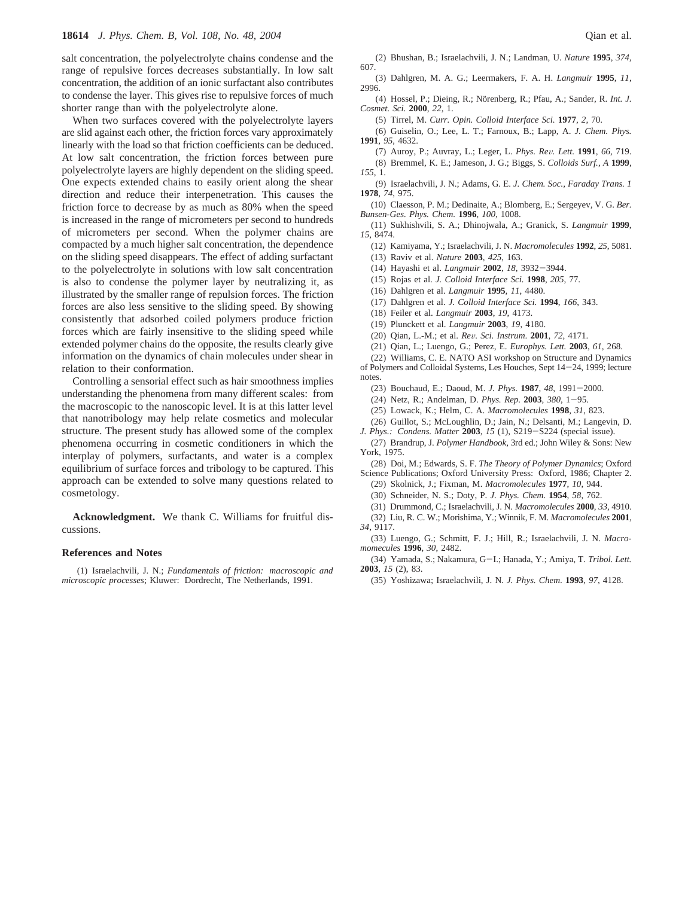salt concentration, the polyelectrolyte chains condense and the range of repulsive forces decreases substantially. In low salt concentration, the addition of an ionic surfactant also contributes to condense the layer. This gives rise to repulsive forces of much shorter range than with the polyelectrolyte alone.

When two surfaces covered with the polyelectrolyte layers are slid against each other, the friction forces vary approximately linearly with the load so that friction coefficients can be deduced. At low salt concentration, the friction forces between pure polyelectrolyte layers are highly dependent on the sliding speed. One expects extended chains to easily orient along the shear direction and reduce their interpenetration. This causes the friction force to decrease by as much as 80% when the speed is increased in the range of micrometers per second to hundreds of micrometers per second. When the polymer chains are compacted by a much higher salt concentration, the dependence on the sliding speed disappears. The effect of adding surfactant to the polyelectrolyte in solutions with low salt concentration is also to condense the polymer layer by neutralizing it, as illustrated by the smaller range of repulsion forces. The friction forces are also less sensitive to the sliding speed. By showing consistently that adsorbed coiled polymers produce friction forces which are fairly insensitive to the sliding speed while extended polymer chains do the opposite, the results clearly give information on the dynamics of chain molecules under shear in relation to their conformation.

Controlling a sensorial effect such as hair smoothness implies understanding the phenomena from many different scales: from the macroscopic to the nanoscopic level. It is at this latter level that nanotribology may help relate cosmetics and molecular structure. The present study has allowed some of the complex phenomena occurring in cosmetic conditioners in which the interplay of polymers, surfactants, and water is a complex equilibrium of surface forces and tribology to be captured. This approach can be extended to solve many questions related to cosmetology.

**Acknowledgment.** We thank C. Williams for fruitful discussions.

## References and Notes

(1) Israelachvili, J. N.; *Fundamentals of friction: macroscopic and microscopic processes*; Kluwer: Dordrecht, The Netherlands, 1991.

(2) Bhushan, B.; Israelachvili, J. N.; Landman, U. *Nature* **1995**, *374*, 607.

(3) Dahlgren, M. A. G.; Leermakers, F. A. H. *Langmuir* **1995**, *11*, 2996.

(4) Hossel, P.; Dieing, R.; Nörenberg, R.; Pfau, A.; Sander, R. *Int. J. Cosmet. Sci.* **2000**, *22*, 1.

(5) Tirrel, M. *Curr. Opin. Colloid Interface Sci.* **1977**, *2*, 70.

(6) Guiselin, O.; Lee, L. T.; Farnoux, B.; Lapp, A. *J. Chem. Phys.* **1991**, *95*, 4632.

(7) Auroy, P.; Auvray, L.; Leger, L. *Phys. Rev. Lett.* **1991**, *66*, 719.

(8) Bremmel, K. E.; Jameson, J. G.; Biggs, S. *Colloids Surf., A* **1999**, *155*, 1.

(9) Israelachvili, J. N.; Adams, G. E. *J. Chem. Soc., Faraday Trans. 1* **1978**, *74*, 975.

(10) Claesson, P. M.; Dedinaite, A.; Blomberg, E.; Sergeyev, V. G. *Ber. Bunsen-Ges. Phys. Chem.* **1996**, *100*, 1008.

(11) Sukhishvili, S. A.; Dhinojwala, A.; Granick, S. *Langmuir* **1999**, *15*, 8474.

(12) Kamiyama, Y.; Israelachvili, J. N. *Macromolecules* **1992**, *25*, 5081.

(13) Raviv et al. *Nature* **2003**, *425*, 163.

(14) Hayashi et al. *Langmuir* **2002**, *18*, 3932−3944.

(15) Rojas et al. *J. Colloid Interface Sci.* **1998**, *205*, 77.

(16) Dahlgren et al. *Langmuir* **1995**, *11*, 4480.

(17) Dahlgren et al. *J. Colloid Interface Sci.* **1994**, *166*, 343.

(18) Feiler et al. *Langmuir* **2003**, *19*, 4173.

(19) Plunckett et al. *Langmuir* **2003**, *19*, 4180.

(20) Qian, L.-M.; et al. *Rev. Sci. Instrum.* **2001**, *72*, 4171.

(21) Qian, L.; Luengo, G.; Perez, E. *Europhys. Lett.* **2003**, *61*, 268.

(22) Williams, C. E. NATO ASI workshop on Structure and Dynamics of Polymers and Colloidal Systems, Les Houches, Sept 14−24, 1999; lecture notes.

(23) Bouchaud, E.; Daoud, M. *J. Phys.* **1987**, *48*, 1991−2000.

(24) Netz, R.; Andelman, D. *Phys. Rep.* **2003**, *380*, 1−95.

(25) Lowack, K.; Helm, C. A. *Macromolecules* **1998**, *31*, 823.

(26) Guillot, S.; McLoughlin, D.; Jain, N.; Delsanti, M.; Langevin, D. *J. Phys.: Condens. Matter* **2003**, *15* (1), S219−S224 (special issue).

(27) Brandrup, J. *Polymer Handbook*, 3rd ed.; John Wiley & Sons: New York, 1975.

(28) Doi, M.; Edwards, S. F. *The Theory of Polymer Dynamics*; Oxford Science Publications; Oxford University Press: Oxford, 1986; Chapter 2.

(29) Skolnick, J.; Fixman, M. *Macromolecules* **1977**, *10*, 944.

(30) Schneider, N. S.; Doty, P. *J. Phys. Chem.* **1954**, *58*, 762.

(31) Drummond, C.; Israelachvili, J. N. *Macromolecules* **2000**, *33*, 4910.

(32) Liu, R. C. W.; Morishima, Y.; Winnik, F. M. *Macromolecules* **2001**, *34*, 9117.

(33) Luengo, G.; Schmitt, F. J.; Hill, R.; Israelachvili, J. N. *Macromomecules* **1996**, *30*, 2482.

(34) Yamada, S.; Nakamura, G−I.; Hanada, Y.; Amiya, T. *Tribol. Lett.* **2003**, *15* (2), 83.

(35) Yoshizawa; Israelachvili, J. N. *J. Phys. Chem.* **1993**, *97*, 4128.